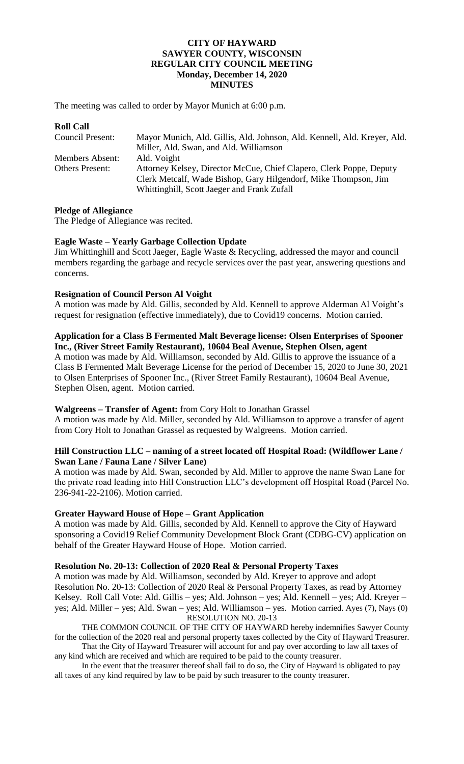# CITY OF HAYWARD
## SAWYER COUNTY, WISCONSIN
## REGULAR CITY COUNCIL MEETING
## Monday, December 14, 2020
## MINUTES

The meeting was called to order by Mayor Munich at 6:00 p.m.

**Roll Call**

| | |
|---|---|
| Council Present: | Mayor Munich, Ald. Gillis, Ald. Johnson, Ald. Kennell, Ald. Kreyer, Ald. Miller, Ald. Swan, and Ald. Williamson |
| Members Absent: | Ald. Voight |
| Others Present: | Attorney Kelsey, Director McCue, Chief Clapero, Clerk Poppe, Deputy Clerk Metcalf, Wade Bishop, Gary Hilgendorf, Mike Thompson, Jim Whittinghill, Scott Jaeger and Frank Zufall |

**Pledge of Allegiance**

The Pledge of Allegiance was recited.

**Eagle Waste – Yearly Garbage Collection Update**

Jim Whittinghill and Scott Jaeger, Eagle Waste & Recycling, addressed the mayor and council members regarding the garbage and recycle services over the past year, answering questions and concerns.

**Resignation of Council Person Al Voight**

A motion was made by Ald. Gillis, seconded by Ald. Kennell to approve Alderman Al Voight's request for resignation (effective immediately), due to Covid19 concerns. Motion carried.

**Application for a Class B Fermented Malt Beverage license: Olsen Enterprises of Spooner Inc., (River Street Family Restaurant), 10604 Beal Avenue, Stephen Olsen, agent**

A motion was made by Ald. Williamson, seconded by Ald. Gillis to approve the issuance of a Class B Fermented Malt Beverage License for the period of December 15, 2020 to June 30, 2021 to Olsen Enterprises of Spooner Inc., (River Street Family Restaurant), 10604 Beal Avenue, Stephen Olsen, agent. Motion carried.

**Walgreens – Transfer of Agent:** from Cory Holt to Jonathan Grassel

A motion was made by Ald. Miller, seconded by Ald. Williamson to approve a transfer of agent from Cory Holt to Jonathan Grassel as requested by Walgreens. Motion carried.

**Hill Construction LLC – naming of a street located off Hospital Road: (Wildflower Lane / Swan Lane / Fauna Lane / Silver Lane)**

A motion was made by Ald. Swan, seconded by Ald. Miller to approve the name Swan Lane for the private road leading into Hill Construction LLC's development off Hospital Road (Parcel No. 236-941-22-2106). Motion carried.

**Greater Hayward House of Hope – Grant Application**

A motion was made by Ald. Gillis, seconded by Ald. Kennell to approve the City of Hayward sponsoring a Covid19 Relief Community Development Block Grant (CDBG-CV) application on behalf of the Greater Hayward House of Hope. Motion carried.

**Resolution No. 20-13: Collection of 2020 Real & Personal Property Taxes**

A motion was made by Ald. Williamson, seconded by Ald. Kreyer to approve and adopt Resolution No. 20-13: Collection of 2020 Real & Personal Property Taxes, as read by Attorney Kelsey. Roll Call Vote: Ald. Gillis – yes; Ald. Johnson – yes; Ald. Kennell – yes; Ald. Kreyer – yes; Ald. Miller – yes; Ald. Swan – yes; Ald. Williamson – yes. Motion carried. Ayes (7), Nays (0)

RESOLUTION NO. 20-13

THE COMMON COUNCIL OF THE CITY OF HAYWARD hereby indemnifies Sawyer County for the collection of the 2020 real and personal property taxes collected by the City of Hayward Treasurer.

That the City of Hayward Treasurer will account for and pay over according to law all taxes of any kind which are received and which are required to be paid to the county treasurer.

In the event that the treasurer thereof shall fail to do so, the City of Hayward is obligated to pay all taxes of any kind required by law to be paid by such treasurer to the county treasurer.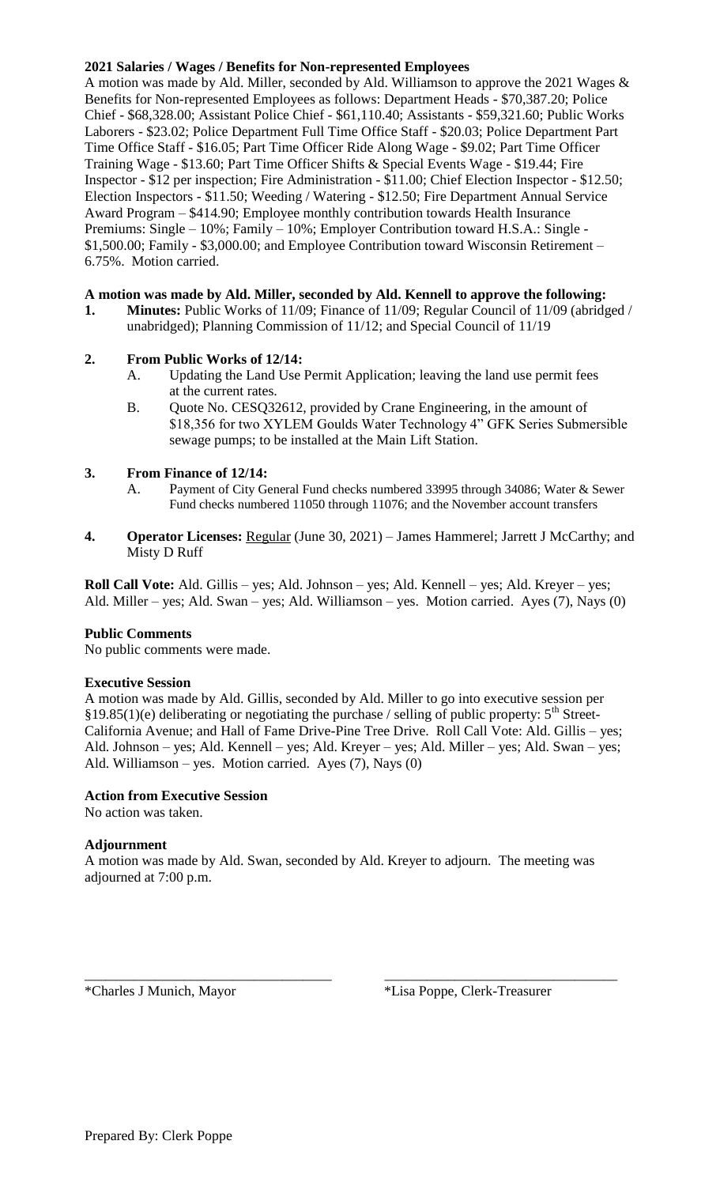**2021 Salaries / Wages / Benefits for Non-represented Employees**

A motion was made by Ald. Miller, seconded by Ald. Williamson to approve the 2021 Wages & Benefits for Non-represented Employees as follows: Department Heads - $70,387.20; Police Chief - $68,328.00; Assistant Police Chief - $61,110.40; Assistants - $59,321.60; Public Works Laborers - $23.02; Police Department Full Time Office Staff - $20.03; Police Department Part Time Office Staff - $16.05; Part Time Officer Ride Along Wage - $9.02; Part Time Officer Training Wage - $13.60; Part Time Officer Shifts & Special Events Wage - $19.44; Fire Inspector - $12 per inspection; Fire Administration - $11.00; Chief Election Inspector - $12.50; Election Inspectors - $11.50; Weeding / Watering - $12.50; Fire Department Annual Service Award Program – $414.90; Employee monthly contribution towards Health Insurance Premiums: Single – 10%; Family – 10%; Employer Contribution toward H.S.A.: Single - $1,500.00; Family - $3,000.00; and Employee Contribution toward Wisconsin Retirement – 6.75%. Motion carried.

**A motion was made by Ald. Miller, seconded by Ald. Kennell to approve the following:**

1. **Minutes:** Public Works of 11/09; Finance of 11/09; Regular Council of 11/09 (abridged / unabridged); Planning Commission of 11/12; and Special Council of 11/19

2. **From Public Works of 12/14:**
   A. Updating the Land Use Permit Application; leaving the land use permit fees at the current rates.
   B. Quote No. CESQ32612, provided by Crane Engineering, in the amount of $18,356 for two XYLEM Goulds Water Technology 4" GFK Series Submersible sewage pumps; to be installed at the Main Lift Station.

3. **From Finance of 12/14:**
   A. Payment of City General Fund checks numbered 33995 through 34086; Water & Sewer Fund checks numbered 11050 through 11076; and the November account transfers

4. **Operator Licenses:** Regular (June 30, 2021) – James Hammerel; Jarrett J McCarthy; and Misty D Ruff

**Roll Call Vote:** Ald. Gillis – yes; Ald. Johnson – yes; Ald. Kennell – yes; Ald. Kreyer – yes; Ald. Miller – yes; Ald. Swan – yes; Ald. Williamson – yes. Motion carried. Ayes (7), Nays (0)

**Public Comments**

No public comments were made.

**Executive Session**

A motion was made by Ald. Gillis, seconded by Ald. Miller to go into executive session per §19.85(1)(e) deliberating or negotiating the purchase / selling of public property: 5th Street-California Avenue; and Hall of Fame Drive-Pine Tree Drive. Roll Call Vote: Ald. Gillis – yes; Ald. Johnson – yes; Ald. Kennell – yes; Ald. Kreyer – yes; Ald. Miller – yes; Ald. Swan – yes; Ald. Williamson – yes. Motion carried. Ayes (7), Nays (0)

**Action from Executive Session**

No action was taken.

**Adjournment**

A motion was made by Ald. Swan, seconded by Ald. Kreyer to adjourn. The meeting was adjourned at 7:00 p.m.

\_\_\_\_\_\_\_\_\_\_\_\_\_\_\_\_\_\_\_\_\_\_\_\_\_\_\_\_\_\_\_\_ \_\_\_\_\_\_\_\_\_\_\_\_\_\_\_\_\_\_\_\_\_\_\_\_\_\_\_\_\_\_\_\_

*Charles J Munich, Mayor *Lisa Poppe, Clerk-Treasurer

Prepared By: Clerk Poppe